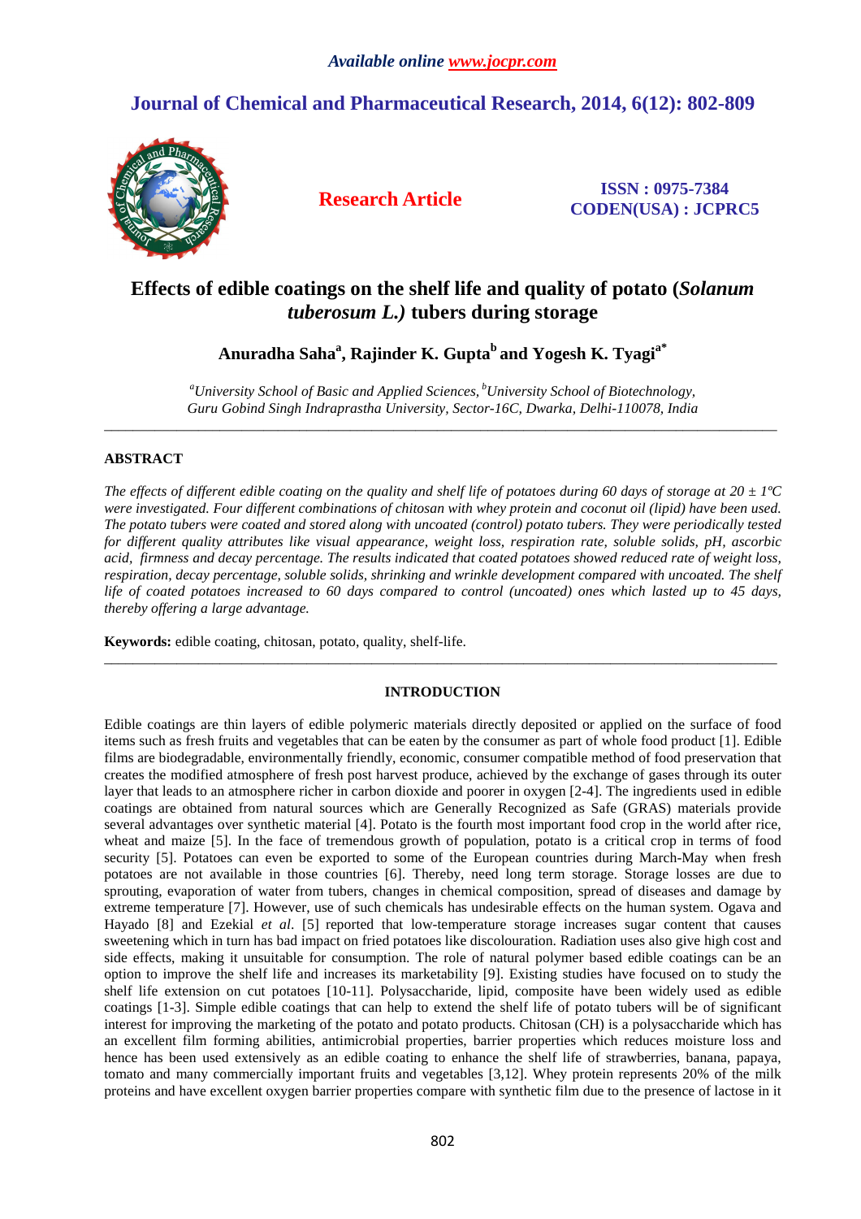*Available online www.jocpr.com*

# Journal of Chemical and Pharmaceutical Research, 2014, 6(12): 802-809

**Research Article**

**ISSN : 0975-7384**
**CODEN(USA) : JCPRC5**

# Effects of edible coatings on the shelf life and quality of potato (*Solanum tuberosum L.)* tubers during storage

**Anuradha Saha[a], Rajinder K. Gupta[b] and Yogesh K. Tyagi[a*]**

*[a]University School of Basic and Applied Sciences, [b]University School of Biotechnology, Guru Gobind Singh Indraprastha University, Sector-16C, Dwarka, Delhi-110078, India*

---

## ABSTRACT

*The effects of different edible coating on the quality and shelf life of potatoes during 60 days of storage at 20 ± 1ºC were investigated. Four different combinations of chitosan with whey protein and coconut oil (lipid) have been used. The potato tubers were coated and stored along with uncoated (control) potato tubers. They were periodically tested for different quality attributes like visual appearance, weight loss, respiration rate, soluble solids, pH, ascorbic acid, firmness and decay percentage. The results indicated that coated potatoes showed reduced rate of weight loss, respiration, decay percentage, soluble solids, shrinking and wrinkle development compared with uncoated. The shelf life of coated potatoes increased to 60 days compared to control (uncoated) ones which lasted up to 45 days, thereby offering a large advantage.*

**Keywords:** edible coating, chitosan, potato, quality, shelf-life.

---

## INTRODUCTION

Edible coatings are thin layers of edible polymeric materials directly deposited or applied on the surface of food items such as fresh fruits and vegetables that can be eaten by the consumer as part of whole food product [1]. Edible films are biodegradable, environmentally friendly, economic, consumer compatible method of food preservation that creates the modified atmosphere of fresh post harvest produce, achieved by the exchange of gases through its outer layer that leads to an atmosphere richer in carbon dioxide and poorer in oxygen [2-4]. The ingredients used in edible coatings are obtained from natural sources which are Generally Recognized as Safe (GRAS) materials provide several advantages over synthetic material [4]. Potato is the fourth most important food crop in the world after rice, wheat and maize [5]. In the face of tremendous growth of population, potato is a critical crop in terms of food security [5]. Potatoes can even be exported to some of the European countries during March-May when fresh potatoes are not available in those countries [6]. Thereby, need long term storage. Storage losses are due to sprouting, evaporation of water from tubers, changes in chemical composition, spread of diseases and damage by extreme temperature [7]. However, use of such chemicals has undesirable effects on the human system. Ogava and Hayado [8] and Ezekial *et al*. [5] reported that low-temperature storage increases sugar content that causes sweetening which in turn has bad impact on fried potatoes like discolouration. Radiation uses also give high cost and side effects, making it unsuitable for consumption. The role of natural polymer based edible coatings can be an option to improve the shelf life and increases its marketability [9]. Existing studies have focused on to study the shelf life extension on cut potatoes [10-11]. Polysaccharide, lipid, composite have been widely used as edible coatings [1-3]. Simple edible coatings that can help to extend the shelf life of potato tubers will be of significant interest for improving the marketing of the potato and potato products. Chitosan (CH) is a polysaccharide which has an excellent film forming abilities, antimicrobial properties, barrier properties which reduces moisture loss and hence has been used extensively as an edible coating to enhance the shelf life of strawberries, banana, papaya, tomato and many commercially important fruits and vegetables [3,12]. Whey protein represents 20% of the milk proteins and have excellent oxygen barrier properties compare with synthetic film due to the presence of lactose in it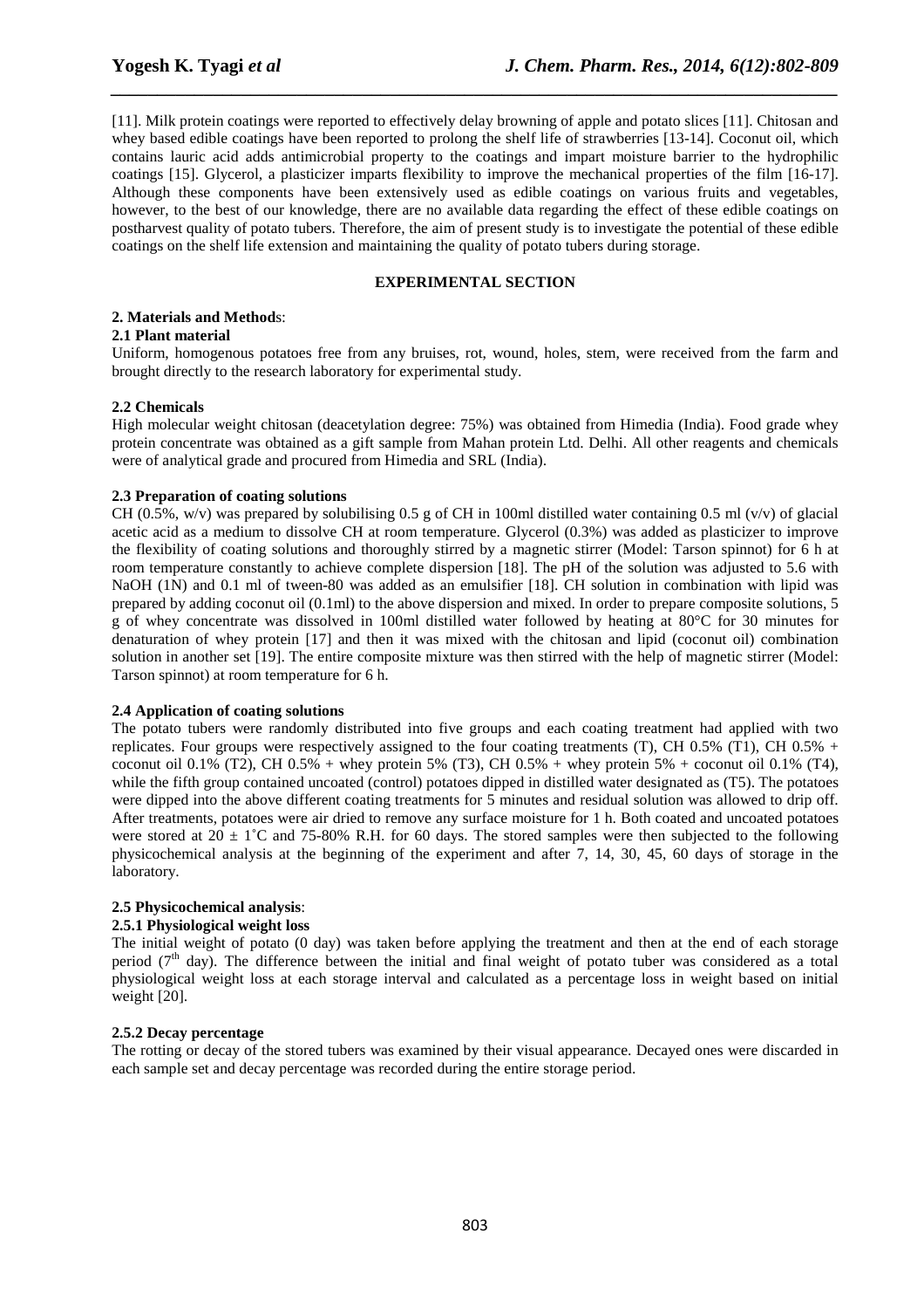[11]. Milk protein coatings were reported to effectively delay browning of apple and potato slices [11]. Chitosan and whey based edible coatings have been reported to prolong the shelf life of strawberries [13-14]. Coconut oil, which contains lauric acid adds antimicrobial property to the coatings and impart moisture barrier to the hydrophilic coatings [15]. Glycerol, a plasticizer imparts flexibility to improve the mechanical properties of the film [16-17]. Although these components have been extensively used as edible coatings on various fruits and vegetables, however, to the best of our knowledge, there are no available data regarding the effect of these edible coatings on postharvest quality of potato tubers. Therefore, the aim of present study is to investigate the potential of these edible coatings on the shelf life extension and maintaining the quality of potato tubers during storage.

## EXPERIMENTAL SECTION

### 2. Materials and Methods:

#### 2.1 Plant material

Uniform, homogenous potatoes free from any bruises, rot, wound, holes, stem, were received from the farm and brought directly to the research laboratory for experimental study.

#### 2.2 Chemicals

High molecular weight chitosan (deacetylation degree: 75%) was obtained from Himedia (India). Food grade whey protein concentrate was obtained as a gift sample from Mahan protein Ltd. Delhi. All other reagents and chemicals were of analytical grade and procured from Himedia and SRL (India).

#### 2.3 Preparation of coating solutions

CH (0.5%, w/v) was prepared by solubilising 0.5 g of CH in 100ml distilled water containing 0.5 ml (v/v) of glacial acetic acid as a medium to dissolve CH at room temperature. Glycerol (0.3%) was added as plasticizer to improve the flexibility of coating solutions and thoroughly stirred by a magnetic stirrer (Model: Tarson spinnot) for 6 h at room temperature constantly to achieve complete dispersion [18]. The pH of the solution was adjusted to 5.6 with NaOH (1N) and 0.1 ml of tween-80 was added as an emulsifier [18]. CH solution in combination with lipid was prepared by adding coconut oil (0.1ml) to the above dispersion and mixed. In order to prepare composite solutions, 5 g of whey concentrate was dissolved in 100ml distilled water followed by heating at 80°C for 30 minutes for denaturation of whey protein [17] and then it was mixed with the chitosan and lipid (coconut oil) combination solution in another set [19]. The entire composite mixture was then stirred with the help of magnetic stirrer (Model: Tarson spinnot) at room temperature for 6 h.

#### 2.4 Application of coating solutions

The potato tubers were randomly distributed into five groups and each coating treatment had applied with two replicates. Four groups were respectively assigned to the four coating treatments (T), CH 0.5% (T1), CH 0.5% + coconut oil 0.1% (T2), CH 0.5% + whey protein 5% (T3), CH 0.5% + whey protein 5% + coconut oil 0.1% (T4), while the fifth group contained uncoated (control) potatoes dipped in distilled water designated as (T5). The potatoes were dipped into the above different coating treatments for 5 minutes and residual solution was allowed to drip off. After treatments, potatoes were air dried to remove any surface moisture for 1 h. Both coated and uncoated potatoes were stored at $20 \pm 1$˚C and 75-80% R.H. for 60 days. The stored samples were then subjected to the following physicochemical analysis at the beginning of the experiment and after 7, 14, 30, 45, 60 days of storage in the laboratory.

### 2.5 Physicochemical analysis:

#### 2.5.1 Physiological weight loss

The initial weight of potato (0 day) was taken before applying the treatment and then at the end of each storage period (7$^{th}$ day). The difference between the initial and final weight of potato tuber was considered as a total physiological weight loss at each storage interval and calculated as a percentage loss in weight based on initial weight [20].

#### 2.5.2 Decay percentage

The rotting or decay of the stored tubers was examined by their visual appearance. Decayed ones were discarded in each sample set and decay percentage was recorded during the entire storage period.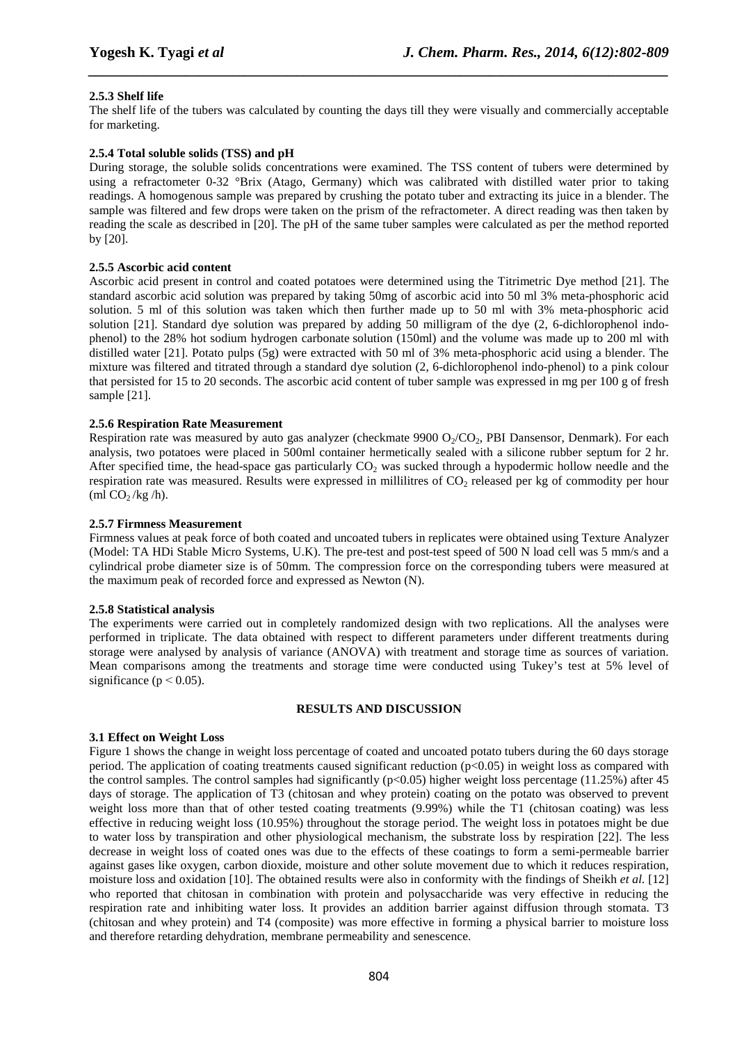#### 2.5.3 Shelf life

The shelf life of the tubers was calculated by counting the days till they were visually and commercially acceptable for marketing.

#### 2.5.4 Total soluble solids (TSS) and pH

During storage, the soluble solids concentrations were examined. The TSS content of tubers were determined by using a refractometer 0-32 °Brix (Atago, Germany) which was calibrated with distilled water prior to taking readings. A homogenous sample was prepared by crushing the potato tuber and extracting its juice in a blender. The sample was filtered and few drops were taken on the prism of the refractometer. A direct reading was then taken by reading the scale as described in [20]. The pH of the same tuber samples were calculated as per the method reported by [20].

#### 2.5.5 Ascorbic acid content

Ascorbic acid present in control and coated potatoes were determined using the Titrimetric Dye method [21]. The standard ascorbic acid solution was prepared by taking 50mg of ascorbic acid into 50 ml 3% meta-phosphoric acid solution. 5 ml of this solution was taken which then further made up to 50 ml with 3% meta-phosphoric acid solution [21]. Standard dye solution was prepared by adding 50 milligram of the dye (2, 6-dichlorophenol indo-phenol) to the 28% hot sodium hydrogen carbonate solution (150ml) and the volume was made up to 200 ml with distilled water [21]. Potato pulps (5g) were extracted with 50 ml of 3% meta-phosphoric acid using a blender. The mixture was filtered and titrated through a standard dye solution (2, 6-dichlorophenol indo-phenol) to a pink colour that persisted for 15 to 20 seconds. The ascorbic acid content of tuber sample was expressed in mg per 100 g of fresh sample [21].

#### 2.5.6 Respiration Rate Measurement

Respiration rate was measured by auto gas analyzer (checkmate 9900 $O_2$/$CO_2$, PBI Dansensor, Denmark). For each analysis, two potatoes were placed in 500ml container hermetically sealed with a silicone rubber septum for 2 hr. After specified time, the head-space gas particularly $CO_2$ was sucked through a hypodermic hollow needle and the respiration rate was measured. Results were expressed in millilitres of $CO_2$ released per kg of commodity per hour (ml $CO_2$ /kg /h).

#### 2.5.7 Firmness Measurement

Firmness values at peak force of both coated and uncoated tubers in replicates were obtained using Texture Analyzer (Model: TA HDi Stable Micro Systems, U.K). The pre-test and post-test speed of 500 N load cell was 5 mm/s and a cylindrical probe diameter size is of 50mm. The compression force on the corresponding tubers were measured at the maximum peak of recorded force and expressed as Newton (N).

#### 2.5.8 Statistical analysis

The experiments were carried out in completely randomized design with two replications. All the analyses were performed in triplicate. The data obtained with respect to different parameters under different treatments during storage were analysed by analysis of variance (ANOVA) with treatment and storage time as sources of variation. Mean comparisons among the treatments and storage time were conducted using Tukey's test at 5% level of significance ($p < 0.05$).

## RESULTS AND DISCUSSION

### 3.1 Effect on Weight Loss

Figure 1 shows the change in weight loss percentage of coated and uncoated potato tubers during the 60 days storage period. The application of coating treatments caused significant reduction ($p<0.05$) in weight loss as compared with the control samples. The control samples had significantly ($p<0.05$) higher weight loss percentage (11.25%) after 45 days of storage. The application of T3 (chitosan and whey protein) coating on the potato was observed to prevent weight loss more than that of other tested coating treatments (9.99%) while the T1 (chitosan coating) was less effective in reducing weight loss (10.95%) throughout the storage period. The weight loss in potatoes might be due to water loss by transpiration and other physiological mechanism, the substrate loss by respiration [22]. The less decrease in weight loss of coated ones was due to the effects of these coatings to form a semi-permeable barrier against gases like oxygen, carbon dioxide, moisture and other solute movement due to which it reduces respiration, moisture loss and oxidation [10]. The obtained results were also in conformity with the findings of Sheikh *et al.* [12] who reported that chitosan in combination with protein and polysaccharide was very effective in reducing the respiration rate and inhibiting water loss. It provides an addition barrier against diffusion through stomata. T3 (chitosan and whey protein) and T4 (composite) was more effective in forming a physical barrier to moisture loss and therefore retarding dehydration, membrane permeability and senescence.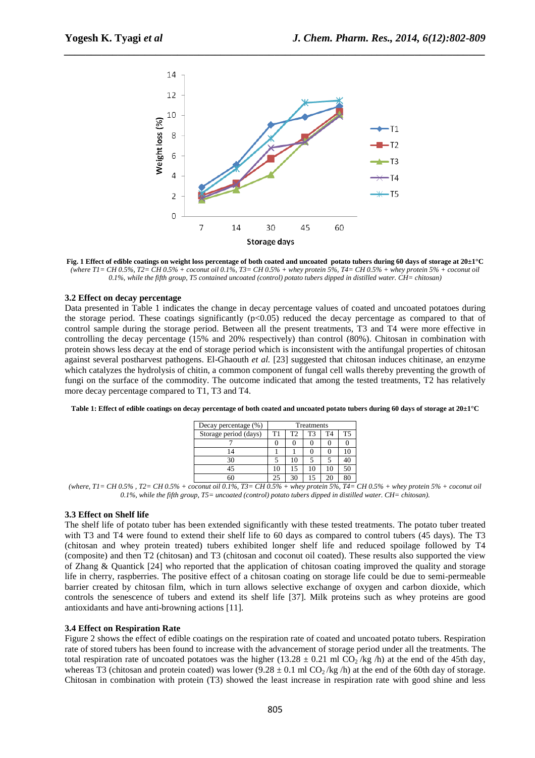**Fig. 1 Effect of edible coatings on weight loss percentage of both coated and uncoated potato tubers during 60 days of storage at 20±1°C**
*(where T1= CH 0.5%, T2= CH 0.5% + coconut oil 0.1%, T3= CH 0.5% + whey protein 5%, T4= CH 0.5% + whey protein 5% + coconut oil 0.1%, while the fifth group, T5 contained uncoated (control) potato tubers dipped in distilled water. CH= chitosan)*

### 3.2 Effect on decay percentage

Data presented in Table 1 indicates the change in decay percentage values of coated and uncoated potatoes during the storage period. These coatings significantly ($p<0.05$) reduced the decay percentage as compared to that of control sample during the storage period. Between all the present treatments, T3 and T4 were more effective in controlling the decay percentage (15% and 20% respectively) than control (80%). Chitosan in combination with protein shows less decay at the end of storage period which is inconsistent with the antifungal properties of chitosan against several postharvest pathogens. El-Ghaouth *et al.* [23] suggested that chitosan induces chitinase, an enzyme which catalyzes the hydrolysis of chitin, a common component of fungal cell walls thereby preventing the growth of fungi on the surface of the commodity. The outcome indicated that among the tested treatments, T2 has relatively more decay percentage compared to T1, T3 and T4.

**Table 1: Effect of edible coatings on decay percentage of both coated and uncoated potato tubers during 60 days of storage at 20±1°C**

| Decay percentage (%) | Treatments | | | | |
|---|---|---|---|---|---|
| Storage period (days) | T1 | T2 | T3 | T4 | T5 |
| 7 | 0 | 0 | 0 | 0 | 0 |
| 14 | 1 | 1 | 0 | 0 | 10 |
| 30 | 5 | 10 | 5 | 5 | 40 |
| 45 | 10 | 15 | 10 | 10 | 50 |
| 60 | 25 | 30 | 15 | 20 | 80 |

*(where, T1= CH 0.5% , T2= CH 0.5% + coconut oil 0.1%, T3= CH 0.5% + whey protein 5%, T4= CH 0.5% + whey protein 5% + coconut oil 0.1%, while the fifth group, T5= uncoated (control) potato tubers dipped in distilled water. CH= chitosan).*

### 3.3 Effect on Shelf life

The shelf life of potato tuber has been extended significantly with these tested treatments. The potato tuber treated with T3 and T4 were found to extend their shelf life to 60 days as compared to control tubers (45 days). The T3 (chitosan and whey protein treated) tubers exhibited longer shelf life and reduced spoilage followed by T4 (composite) and then T2 (chitosan) and T3 (chitosan and coconut oil coated). These results also supported the view of Zhang & Quantick [24] who reported that the application of chitosan coating improved the quality and storage life in cherry, raspberries. The positive effect of a chitosan coating on storage life could be due to semi-permeable barrier created by chitosan film, which in turn allows selective exchange of oxygen and carbon dioxide, which controls the senescence of tubers and extend its shelf life [37]. Milk proteins such as whey proteins are good antioxidants and have anti-browning actions [11].

### 3.4 Effect on Respiration Rate

Figure 2 shows the effect of edible coatings on the respiration rate of coated and uncoated potato tubers. Respiration rate of stored tubers has been found to increase with the advancement of storage period under all the treatments. The total respiration rate of uncoated potatoes was the higher (13.28 ± 0.21 ml $CO_2$ /kg /h) at the end of the 45th day, whereas T3 (chitosan and protein coated) was lower (9.28 ± 0.1 ml $CO_2$ /kg /h) at the end of the 60th day of storage. Chitosan in combination with protein (T3) showed the least increase in respiration rate with good shine and less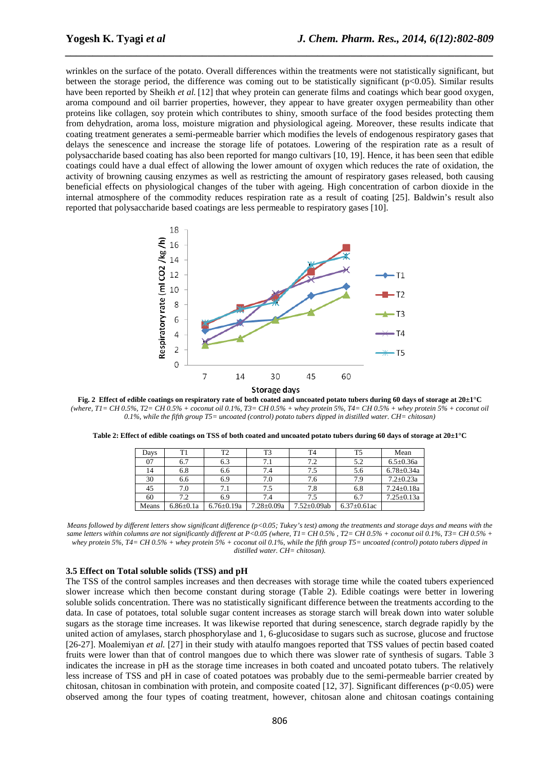wrinkles on the surface of the potato. Overall differences within the treatments were not statistically significant, but between the storage period, the difference was coming out to be statistically significant ($p<0.05$). Similar results have been reported by Sheikh *et al.* [12] that whey protein can generate films and coatings which bear good oxygen, aroma compound and oil barrier properties, however, they appear to have greater oxygen permeability than other proteins like collagen, soy protein which contributes to shiny, smooth surface of the food besides protecting them from dehydration, aroma loss, moisture migration and physiological ageing. Moreover, these results indicate that coating treatment generates a semi-permeable barrier which modifies the levels of endogenous respiratory gases that delays the senescence and increase the storage life of potatoes. Lowering of the respiration rate as a result of polysaccharide based coating has also been reported for mango cultivars [10, 19]. Hence, it has been seen that edible coatings could have a dual effect of allowing the lower amount of oxygen which reduces the rate of oxidation, the activity of browning causing enzymes as well as restricting the amount of respiratory gases released, both causing beneficial effects on physiological changes of the tuber with ageing. High concentration of carbon dioxide in the internal atmosphere of the commodity reduces respiration rate as a result of coating [25]. Baldwin's result also reported that polysaccharide based coatings are less permeable to respiratory gases [10].

**Fig. 2 Effect of edible coatings on respiratory rate of both coated and uncoated potato tubers during 60 days of storage at 20±1°C**
*(where, T1= CH 0.5%, T2= CH 0.5% + coconut oil 0.1%, T3= CH 0.5% + whey protein 5%, T4= CH 0.5% + whey protein 5% + coconut oil 0.1%, while the fifth group T5= uncoated (control) potato tubers dipped in distilled water. CH= chitosan)*

**Table 2: Effect of edible coatings on TSS of both coated and uncoated potato tubers during 60 days of storage at 20±1°C**

| Days | T1 | T2 | T3 | T4 | T5 | Mean |
|---|---|---|---|---|---|---|
| 07 | 6.7 | 6.3 | 7.1 | 7.2 | 5.2 | 6.5±0.36a |
| 14 | 6.8 | 6.6 | 7.4 | 7.5 | 5.6 | 6.78±0.34a |
| 30 | 6.6 | 6.9 | 7.0 | 7.6 | 7.9 | 7.2±0.23a |
| 45 | 7.0 | 7.1 | 7.5 | 7.8 | 6.8 | 7.24±0.18a |
| 60 | 7.2 | 6.9 | 7.4 | 7.5 | 6.7 | 7.25±0.13a |
| Means | 6.86±0.1a | 6.76±0.19a | 7.28±0.09a | 7.52±0.09ab | 6.37±0.61ac | |

*Means followed by different letters show significant difference ($p<0.05$; Tukey's test) among the treatments and storage days and means with the same letters within columns are not significantly different at $P<0.05$ (where, T1= CH 0.5% , T2= CH 0.5% + coconut oil 0.1%, T3= CH 0.5% + whey protein 5%, T4= CH 0.5% + whey protein 5% + coconut oil 0.1%, while the fifth group T5= uncoated (control) potato tubers dipped in distilled water. CH= chitosan).*

### 3.5 Effect on Total soluble solids (TSS) and pH

The TSS of the control samples increases and then decreases with storage time while the coated tubers experienced slower increase which then become constant during storage (Table 2). Edible coatings were better in lowering soluble solids concentration. There was no statistically significant difference between the treatments according to the data. In case of potatoes, total soluble sugar content increases as storage starch will break down into water soluble sugars as the storage time increases. It was likewise reported that during senescence, starch degrade rapidly by the united action of amylases, starch phosphorylase and 1, 6-glucosidase to sugars such as sucrose, glucose and fructose [26-27]. Moalemiyan *et al.* [27] in their study with ataulfo mangoes reported that TSS values of pectin based coated fruits were lower than that of control mangoes due to which there was slower rate of synthesis of sugars. Table 3 indicates the increase in pH as the storage time increases in both coated and uncoated potato tubers. The relatively less increase of TSS and pH in case of coated potatoes was probably due to the semi-permeable barrier created by chitosan, chitosan in combination with protein, and composite coated [12, 37]. Significant differences ($p<0.05$) were observed among the four types of coating treatment, however, chitosan alone and chitosan coatings containing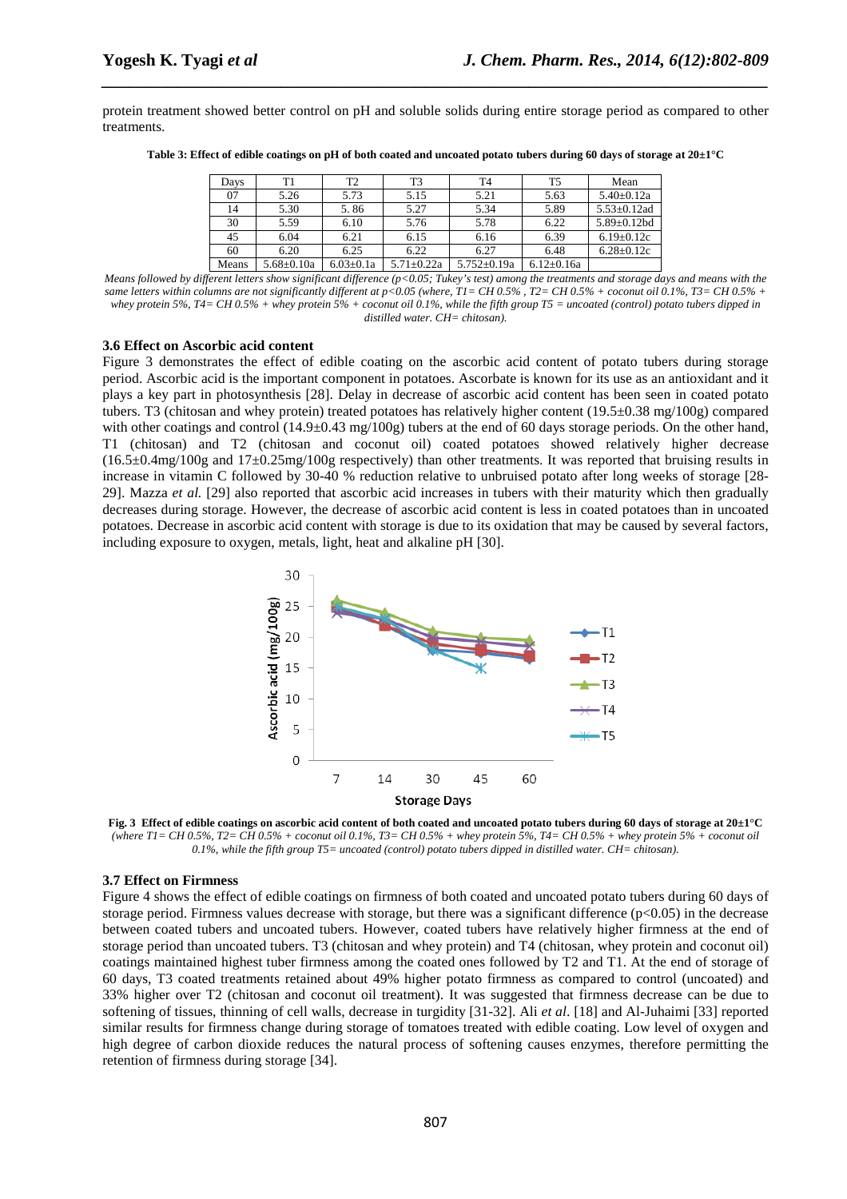protein treatment showed better control on pH and soluble solids during entire storage period as compared to other treatments.

**Table 3: Effect of edible coatings on pH of both coated and uncoated potato tubers during 60 days of storage at 20±1°C**

| Days | T1 | T2 | T3 | T4 | T5 | Mean |
|---|---|---|---|---|---|---|
| 07 | 5.26 | 5.73 | 5.15 | 5.21 | 5.63 | 5.40±0.12a |
| 14 | 5.30 | 5. 86 | 5.27 | 5.34 | 5.89 | 5.53±0.12ad |
| 30 | 5.59 | 6.10 | 5.76 | 5.78 | 6.22 | 5.89±0.12bd |
| 45 | 6.04 | 6.21 | 6.15 | 6.16 | 6.39 | 6.19±0.12c |
| 60 | 6.20 | 6.25 | 6.22 | 6.27 | 6.48 | 6.28±0.12c |
| Means | 5.68±0.10a | 6.03±0.1a | 5.71±0.22a | 5.752±0.19a | 6.12±0.16a | |

*Means followed by different letters show significant difference ($p<0.05$; Tukey's test) among the treatments and storage days and means with the same letters within columns are not significantly different at $p<0.05$ (where, T1= CH 0.5% , T2= CH 0.5% + coconut oil 0.1%, T3= CH 0.5% + whey protein 5%, T4= CH 0.5% + whey protein 5% + coconut oil 0.1%, while the fifth group T5 = uncoated (control) potato tubers dipped in distilled water. CH= chitosan).*

### 3.6 Effect on Ascorbic acid content

Figure 3 demonstrates the effect of edible coating on the ascorbic acid content of potato tubers during storage period. Ascorbic acid is the important component in potatoes. Ascorbate is known for its use as an antioxidant and it plays a key part in photosynthesis [28]. Delay in decrease of ascorbic acid content has been seen in coated potato tubers. T3 (chitosan and whey protein) treated potatoes has relatively higher content (19.5±0.38 mg/100g) compared with other coatings and control (14.9±0.43 mg/100g) tubers at the end of 60 days storage periods. On the other hand, T1 (chitosan) and T2 (chitosan and coconut oil) coated potatoes showed relatively higher decrease (16.5±0.4mg/100g and 17±0.25mg/100g respectively) than other treatments. It was reported that bruising results in increase in vitamin C followed by 30-40 % reduction relative to unbruised potato after long weeks of storage [28-29]. Mazza *et al.* [29] also reported that ascorbic acid increases in tubers with their maturity which then gradually decreases during storage. However, the decrease of ascorbic acid content is less in coated potatoes than in uncoated potatoes. Decrease in ascorbic acid content with storage is due to its oxidation that may be caused by several factors, including exposure to oxygen, metals, light, heat and alkaline pH [30].

**Fig. 3 Effect of edible coatings on ascorbic acid content of both coated and uncoated potato tubers during 60 days of storage at 20±1°C** *(where T1= CH 0.5%, T2= CH 0.5% + coconut oil 0.1%, T3= CH 0.5% + whey protein 5%, T4= CH 0.5% + whey protein 5% + coconut oil 0.1%, while the fifth group T5= uncoated (control) potato tubers dipped in distilled water. CH= chitosan).*

### 3.7 Effect on Firmness

Figure 4 shows the effect of edible coatings on firmness of both coated and uncoated potato tubers during 60 days of storage period. Firmness values decrease with storage, but there was a significant difference ($p<0.05$) in the decrease between coated tubers and uncoated tubers. However, coated tubers have relatively higher firmness at the end of storage period than uncoated tubers. T3 (chitosan and whey protein) and T4 (chitosan, whey protein and coconut oil) coatings maintained highest tuber firmness among the coated ones followed by T2 and T1. At the end of storage of 60 days, T3 coated treatments retained about 49% higher potato firmness as compared to control (uncoated) and 33% higher over T2 (chitosan and coconut oil treatment). It was suggested that firmness decrease can be due to softening of tissues, thinning of cell walls, decrease in turgidity [31-32]. Ali *et al*. [18] and Al-Juhaimi [33] reported similar results for firmness change during storage of tomatoes treated with edible coating. Low level of oxygen and high degree of carbon dioxide reduces the natural process of softening causes enzymes, therefore permitting the retention of firmness during storage [34].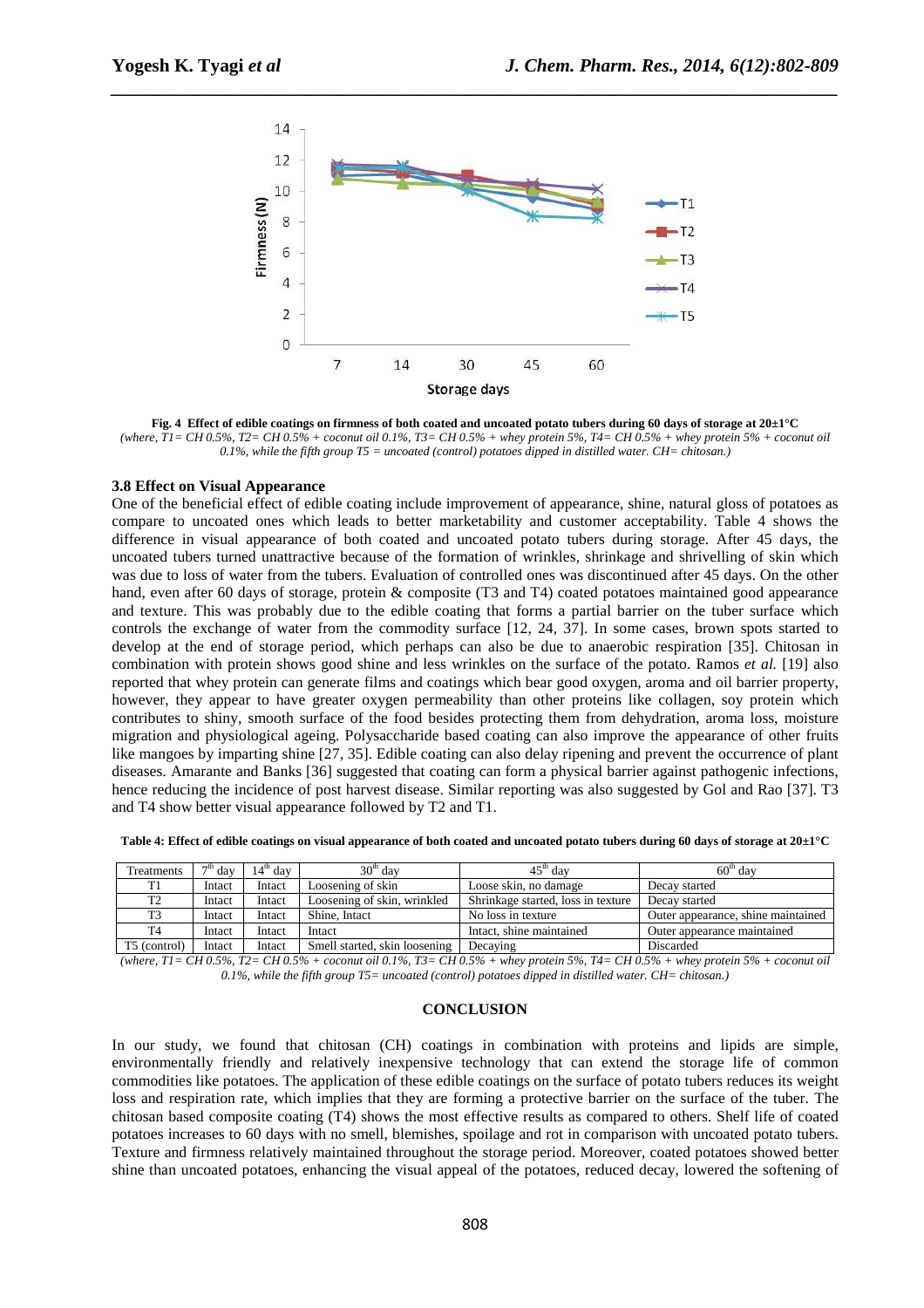Fig. 4 Effect of edible coatings on firmness of both coated and uncoated potato tubers during 60 days of storage at 20±1°C
*(where, T1= CH 0.5%, T2= CH 0.5% + coconut oil 0.1%, T3= CH 0.5% + whey protein 5%, T4= CH 0.5% + whey protein 5% + coconut oil 0.1%, while the fifth group T5 = uncoated (control) potatoes dipped in distilled water. CH= chitosan.)*

### 3.8 Effect on Visual Appearance

One of the beneficial effect of edible coating include improvement of appearance, shine, natural gloss of potatoes as compare to uncoated ones which leads to better marketability and customer acceptability. Table 4 shows the difference in visual appearance of both coated and uncoated potato tubers during storage. After 45 days, the uncoated tubers turned unattractive because of the formation of wrinkles, shrinkage and shrivelling of skin which was due to loss of water from the tubers. Evaluation of controlled ones was discontinued after 45 days. On the other hand, even after 60 days of storage, protein & composite (T3 and T4) coated potatoes maintained good appearance and texture. This was probably due to the edible coating that forms a partial barrier on the tuber surface which controls the exchange of water from the commodity surface [12, 24, 37]. In some cases, brown spots started to develop at the end of storage period, which perhaps can also be due to anaerobic respiration [35]. Chitosan in combination with protein shows good shine and less wrinkles on the surface of the potato. Ramos *et al.* [19] also reported that whey protein can generate films and coatings which bear good oxygen, aroma and oil barrier property, however, they appear to have greater oxygen permeability than other proteins like collagen, soy protein which contributes to shiny, smooth surface of the food besides protecting them from dehydration, aroma loss, moisture migration and physiological ageing. Polysaccharide based coating can also improve the appearance of other fruits like mangoes by imparting shine [27, 35]. Edible coating can also delay ripening and prevent the occurrence of plant diseases. Amarante and Banks [36] suggested that coating can form a physical barrier against pathogenic infections, hence reducing the incidence of post harvest disease. Similar reporting was also suggested by Gol and Rao [37]. T3 and T4 show better visual appearance followed by T2 and T1.

**Table 4: Effect of edible coatings on visual appearance of both coated and uncoated potato tubers during 60 days of storage at 20±1°C**

| Treatments | 7th day | 14th day | 30th day | 45th day | 60th day |
|---|---|---|---|---|---|
| T1 | Intact | Intact | Loosening of skin | Loose skin, no damage | Decay started |
| T2 | Intact | Intact | Loosening of skin, wrinkled | Shrinkage started, loss in texture | Decay started |
| T3 | Intact | Intact | Shine, Intact | No loss in texture | Outer appearance, shine maintained |
| T4 | Intact | Intact | Intact | Intact, shine maintained | Outer appearance maintained |
| T5 (control) | Intact | Intact | Smell started, skin loosening | Decaying | Discarded |

*(where, T1= CH 0.5%, T2= CH 0.5% + coconut oil 0.1%, T3= CH 0.5% + whey protein 5%, T4= CH 0.5% + whey protein 5% + coconut oil 0.1%, while the fifth group T5= uncoated (control) potatoes dipped in distilled water. CH= chitosan.)*

## CONCLUSION

In our study, we found that chitosan (CH) coatings in combination with proteins and lipids are simple, environmentally friendly and relatively inexpensive technology that can extend the storage life of common commodities like potatoes. The application of these edible coatings on the surface of potato tubers reduces its weight loss and respiration rate, which implies that they are forming a protective barrier on the surface of the tuber. The chitosan based composite coating (T4) shows the most effective results as compared to others. Shelf life of coated potatoes increases to 60 days with no smell, blemishes, spoilage and rot in comparison with uncoated potato tubers. Texture and firmness relatively maintained throughout the storage period. Moreover, coated potatoes showed better shine than uncoated potatoes, enhancing the visual appeal of the potatoes, reduced decay, lowered the softening of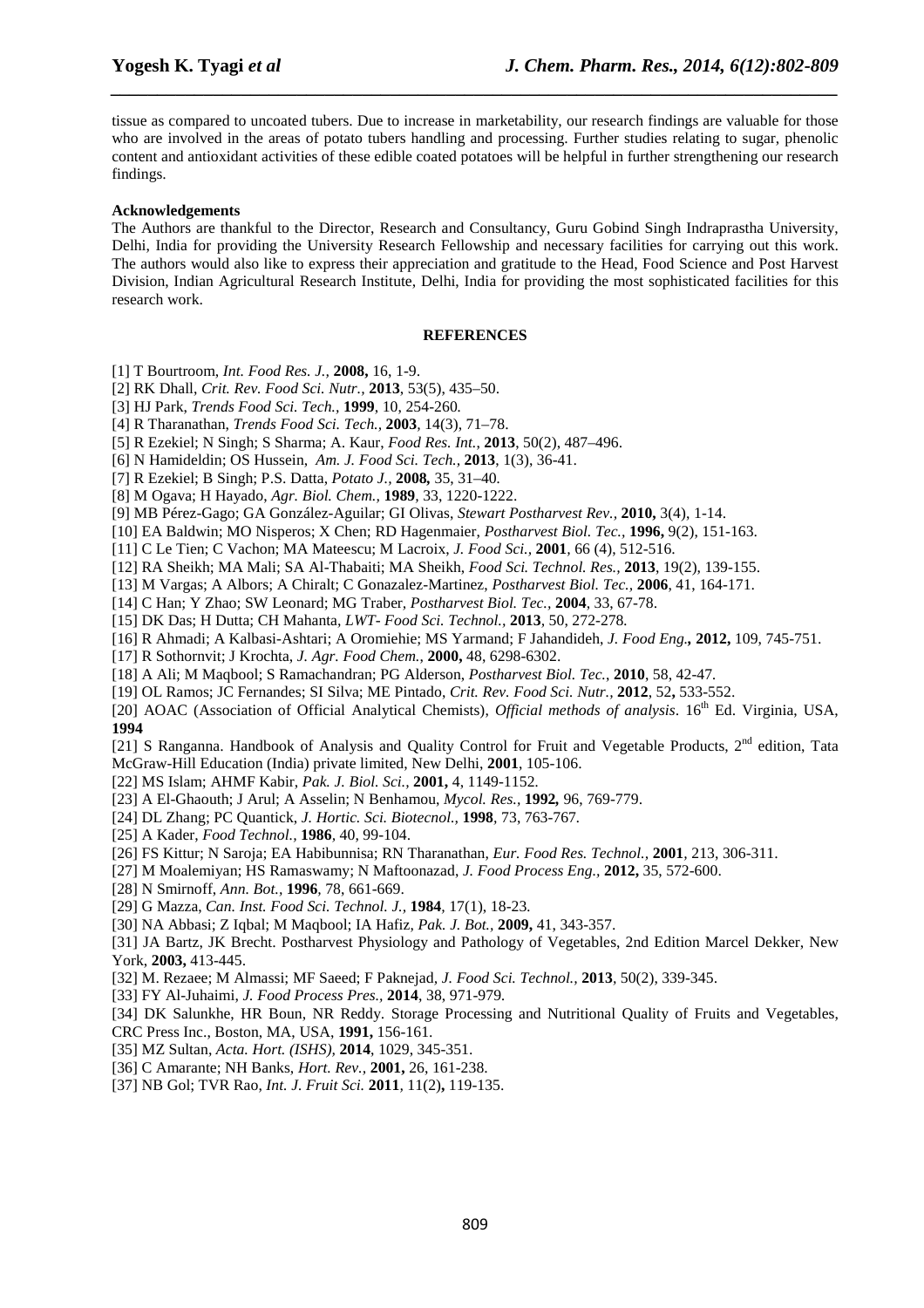tissue as compared to uncoated tubers. Due to increase in marketability, our research findings are valuable for those who are involved in the areas of potato tubers handling and processing. Further studies relating to sugar, phenolic content and antioxidant activities of these edible coated potatoes will be helpful in further strengthening our research findings.

**Acknowledgements**

The Authors are thankful to the Director, Research and Consultancy, Guru Gobind Singh Indraprastha University, Delhi, India for providing the University Research Fellowship and necessary facilities for carrying out this work. The authors would also like to express their appreciation and gratitude to the Head, Food Science and Post Harvest Division, Indian Agricultural Research Institute, Delhi, India for providing the most sophisticated facilities for this research work.

## REFERENCES

[1] T Bourtroom, *Int. Food Res. J.,* **2008,** 16, 1-9.

[2] RK Dhall, *Crit. Rev. Food Sci. Nutr.,* **2013**, 53(5), 435–50.

[3] HJ Park, *Trends Food Sci. Tech.,* **1999**, 10, 254-260.

[4] R Tharanathan, *Trends Food Sci. Tech.,* **2003**, 14(3), 71–78.

[5] R Ezekiel; N Singh; S Sharma; A. Kaur, *Food Res. Int.,* **2013**, 50(2), 487–496.

[6] N Hamideldin; OS Hussein, *Am. J. Food Sci. Tech.,* **2013**, 1(3), 36-41.

[7] R Ezekiel; B Singh; P.S. Datta, *Potato J.,* **2008,** 35, 31–40.

[8] M Ogava; H Hayado, *Agr. Biol. Chem.,* **1989**, 33, 1220-1222.

[9] MB Pérez-Gago; GA González-Aguilar; GI Olivas, *Stewart Postharvest Rev.,* **2010,** 3(4), 1-14.

[10] EA Baldwin; MO Nisperos; X Chen; RD Hagenmaier, *Postharvest Biol. Tec.,* **1996,** 9(2), 151-163.

[11] C Le Tien; C Vachon; MA Mateescu; M Lacroix, *J. Food Sci.,* **2001**, 66 (4), 512-516.

[12] RA Sheikh; MA Mali; SA Al-Thabaiti; MA Sheikh, *Food Sci. Technol. Res.,* **2013**, 19(2), 139-155.

[13] M Vargas; A Albors; A Chiralt; C Gonazalez-Martinez, *Postharvest Biol. Tec.,* **2006**, 41, 164-171.

[14] C Han; Y Zhao; SW Leonard; MG Traber, *Postharvest Biol. Tec.,* **2004**, 33, 67-78.

[15] DK Das; H Dutta; CH Mahanta, *LWT- Food Sci. Technol.,* **2013**, 50, 272-278.

[16] R Ahmadi; A Kalbasi-Ashtari; A Oromiehie; MS Yarmand; F Jahandideh, *J. Food Eng.***, 2012,** 109, 745-751.

[17] R Sothornvit; J Krochta, *J. Agr. Food Chem.,* **2000,** 48, 6298-6302.

[18] A Ali; M Maqbool; S Ramachandran; PG Alderson, *Postharvest Biol. Tec.,* **2010**, 58, 42-47.

[19] OL Ramos; JC Fernandes; SI Silva; ME Pintado, *Crit. Rev. Food Sci. Nutr.,* **2012**, 52**,** 533-552.

[20] AOAC (Association of Official Analytical Chemists), *Official methods of analysis*. 16th Ed. Virginia, USA, **1994**

[21] S Ranganna. Handbook of Analysis and Quality Control for Fruit and Vegetable Products, 2nd edition, Tata McGraw-Hill Education (India) private limited, New Delhi, **2001**, 105-106.

[22] MS Islam; AHMF Kabir, *Pak. J. Biol. Sci.,* **2001,** 4, 1149-1152.

[23] A El-Ghaouth; J Arul; A Asselin; N Benhamou, *Mycol. Res.,* **1992,** 96, 769-779.

[24] DL Zhang; PC Quantick, *J. Hortic. Sci. Biotecnol.,* **1998**, 73, 763-767.

[25] A Kader, *Food Technol.,* **1986**, 40, 99-104.

[26] FS Kittur; N Saroja; EA Habibunnisa; RN Tharanathan, *Eur. Food Res. Technol.,* **2001**, 213, 306-311.

[27] M Moalemiyan; HS Ramaswamy; N Maftoonazad, *J. Food Process Eng.,* **2012,** 35, 572-600.

[28] N Smirnoff, *Ann. Bot.,* **1996**, 78, 661-669.

[29] G Mazza, *Can. Inst. Food Sci. Technol. J.,* **1984**, 17(1), 18-23.

[30] NA Abbasi; Z Iqbal; M Maqbool; IA Hafiz, *Pak. J. Bot.,* **2009,** 41, 343-357.

[31] JA Bartz, JK Brecht. Postharvest Physiology and Pathology of Vegetables, 2nd Edition Marcel Dekker, New York, **2003,** 413-445.

[32] M. Rezaee; M Almassi; MF Saeed; F Paknejad, *J. Food Sci. Technol.,* **2013**, 50(2), 339-345.

[33] FY Al-Juhaimi, *J. Food Process Pres.,* **2014**, 38, 971-979.

[34] DK Salunkhe, HR Boun, NR Reddy. Storage Processing and Nutritional Quality of Fruits and Vegetables, CRC Press Inc., Boston, MA, USA, **1991,** 156-161.

[35] MZ Sultan, *Acta. Hort. (ISHS),* **2014**, 1029, 345-351.

[36] C Amarante; NH Banks, *Hort. Rev.,* **2001,** 26, 161-238.

[37] NB Gol; TVR Rao, *Int. J. Fruit Sci.* **2011**, 11(2)**,** 119-135.